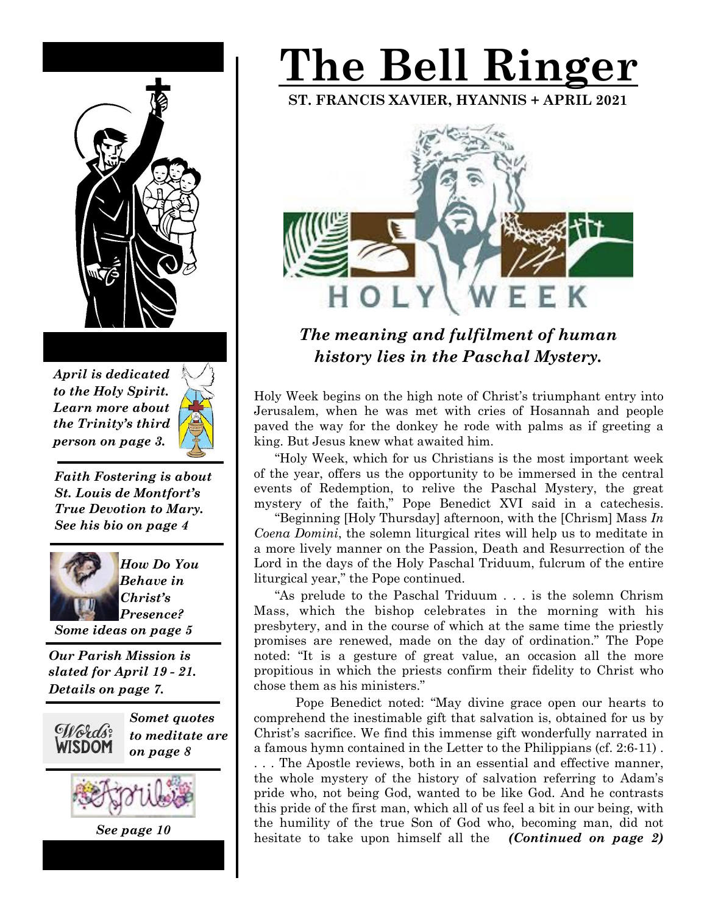# The Bell Ringer

**ST. FRANCIS XAVIER, HYANNIS + APRIL 2021**

HOLY WEEK

## *The meaning and fulfilment of human history lies in the Paschal Mystery.*

Holy Week begins on the high note of Christ's triumphant entry into Jerusalem, when he was met with cries of Hosannah and people paved the way for the donkey he rode with palms as if greeting a king. But Jesus knew what awaited him.

"Holy Week, which for us Christians is the most important week of the year, offers us the opportunity to be immersed in the central events of Redemption, to relive the Paschal Mystery, the great mystery of the faith," Pope Benedict XVI said in a catechesis.

"Beginning [Holy Thursday] afternoon, with the [Chrism] Mass *In Coena Domini*, the solemn liturgical rites will help us to meditate in a more lively manner on the Passion, Death and Resurrection of the Lord in the days of the Holy Paschal Triduum, fulcrum of the entire liturgical year," the Pope continued.

"As prelude to the Paschal Triduum . . . is the solemn Chrism Mass, which the bishop celebrates in the morning with his presbytery, and in the course of which at the same time the priestly promises are renewed, made on the day of ordination." The Pope noted: "It is a gesture of great value, an occasion all the more propitious in which the priests confirm their fidelity to Christ who chose them as his ministers."

Pope Benedict noted: "May divine grace open our hearts to comprehend the inestimable gift that salvation is, obtained for us by Christ's sacrifice. We find this immense gift wonderfully narrated in a famous hymn contained in the Letter to the Philippians (cf. 2:6-11) . . . . The Apostle reviews, both in an essential and effective manner, the whole mystery of the history of salvation referring to Adam's pride who, not being God, wanted to be like God. And he contrasts this pride of the first man, which all of us feel a bit in our being, with the humility of the true Son of God who, becoming man, did not hesitate to take upon himself all the ***(Continued on page 2)***

---

***April is dedicated to the Holy Spirit. Learn more about the Trinity's third person on page 3.***

***Faith Fostering is about St. Louis de Montfort's True Devotion to Mary. See his bio on page 4***

***How Do You Behave in Christ's Presence? Some ideas on page 5***

***Our Parish Mission is slated for April 19 - 21. Details on page 7.***

Words of WISDOM

***Somet quotes to meditate are on page 8***

April

***See page 10***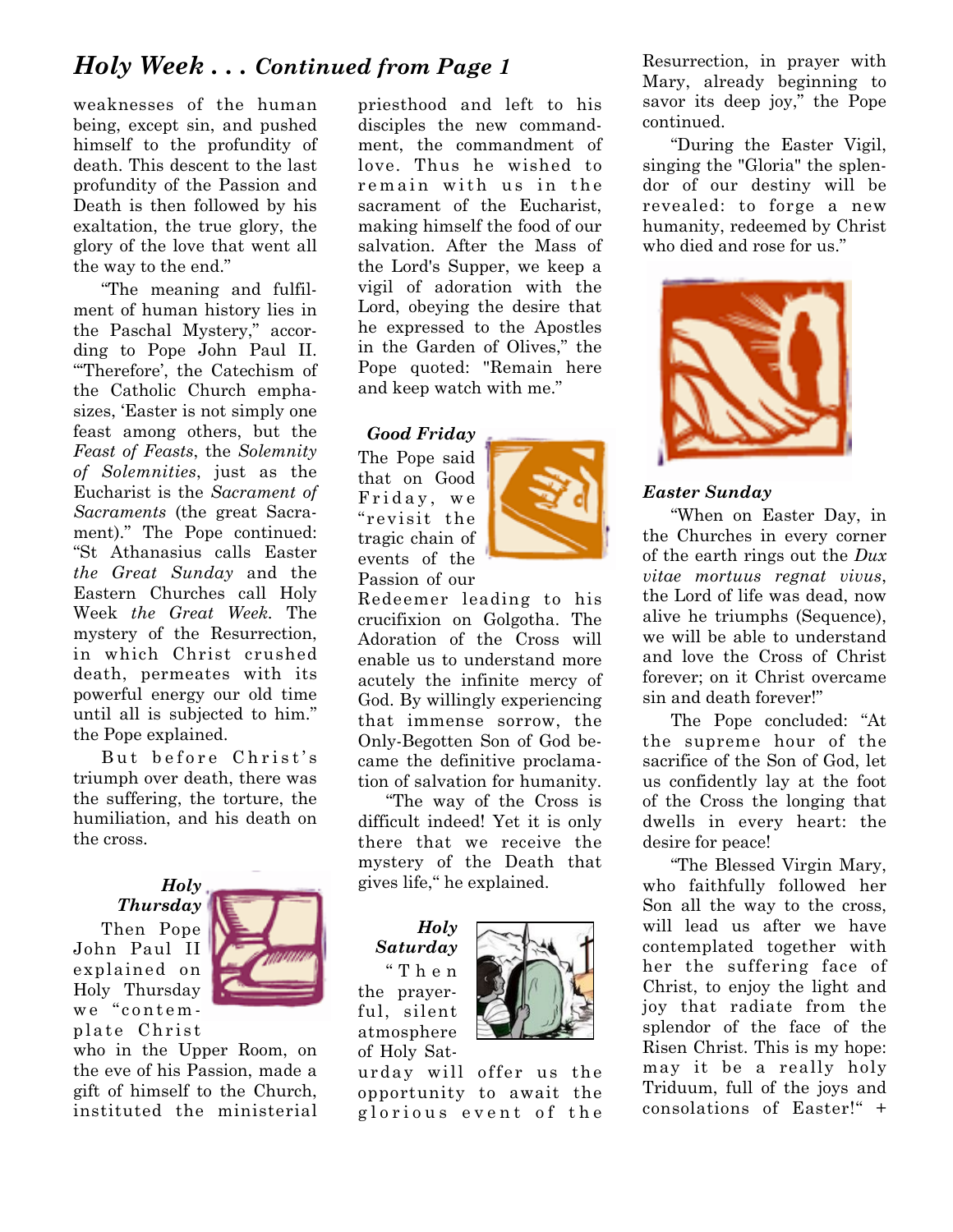## *Holy Week . . . Continued from Page 1*

weaknesses of the human being, except sin, and pushed himself to the profundity of death. This descent to the last profundity of the Passion and Death is then followed by his exaltation, the true glory, the glory of the love that went all the way to the end."

"The meaning and fulfilment of human history lies in the Paschal Mystery," according to Pope John Paul II. "'Therefore', the Catechism of the Catholic Church emphasizes, 'Easter is not simply one feast among others, but the *Feast of Feasts*, the *Solemnity of Solemnities*, just as the Eucharist is the *Sacrament of Sacraments* (the great Sacrament)." The Pope continued: "St Athanasius calls Easter *the Great Sunday* and the Eastern Churches call Holy Week *the Great Week*. The mystery of the Resurrection, in which Christ crushed death, permeates with its powerful energy our old time until all is subjected to him." the Pope explained.

But before Christ's triumph over death, there was the suffering, the torture, the humiliation, and his death on the cross.

***Holy Thursday***

Then Pope John Paul II explained on Holy Thursday we "contemplate Christ who in the Upper Room, on the eve of his Passion, made a gift of himself to the Church, instituted the ministerial priesthood and left to his disciples the new commandment, the commandment of love. Thus he wished to remain with us in the sacrament of the Eucharist, making himself the food of our salvation. After the Mass of the Lord's Supper, we keep a vigil of adoration with the Lord, obeying the desire that he expressed to the Apostles in the Garden of Olives," the Pope quoted: "Remain here and keep watch with me."

***Good Friday***

The Pope said that on Good Friday, we "revisit the tragic chain of events of the Passion of our Redeemer leading to his crucifixion on Golgotha. The Adoration of the Cross will enable us to understand more acutely the infinite mercy of God. By willingly experiencing that immense sorrow, the Only-Begotten Son of God became the definitive proclamation of salvation for humanity.

"The way of the Cross is difficult indeed! Yet it is only there that we receive the mystery of the Death that gives life," he explained.

***Holy Saturday***

"Then the prayerful, silent atmosphere of Holy Saturday will offer us the opportunity to await the glorious event of the Resurrection, in prayer with Mary, already beginning to savor its deep joy," the Pope continued.

"During the Easter Vigil, singing the "Gloria" the splendor of our destiny will be revealed: to forge a new humanity, redeemed by Christ who died and rose for us."

***Easter Sunday***

"When on Easter Day, in the Churches in every corner of the earth rings out the *Dux vitae mortuus regnat vivus*, the Lord of life was dead, now alive he triumphs (Sequence), we will be able to understand and love the Cross of Christ forever; on it Christ overcame sin and death forever!"

The Pope concluded: "At the supreme hour of the sacrifice of the Son of God, let us confidently lay at the foot of the Cross the longing that dwells in every heart: the desire for peace!

"The Blessed Virgin Mary, who faithfully followed her Son all the way to the cross, will lead us after we have contemplated together with her the suffering face of Christ, to enjoy the light and joy that radiate from the splendor of the face of the Risen Christ. This is my hope: may it be a really holy Triduum, full of the joys and consolations of Easter!" +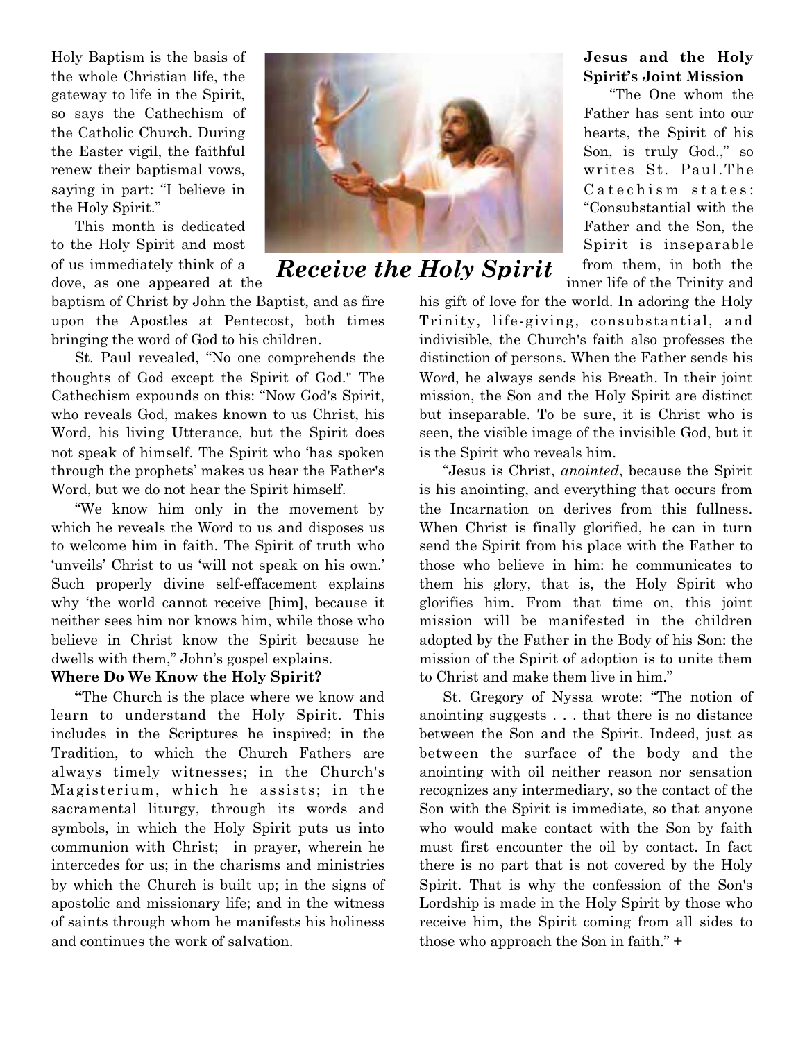Holy Baptism is the basis of the whole Christian life, the gateway to life in the Spirit, so says the Cathechism of the Catholic Church. During the Easter vigil, the faithful renew their baptismal vows, saying in part: "I believe in the Holy Spirit."

This month is dedicated to the Holy Spirit and most of us immediately think of a dove, as one appeared at the baptism of Christ by John the Baptist, and as fire upon the Apostles at Pentecost, both times bringing the word of God to his children.

***Receive the Holy Spirit***

St. Paul revealed, "No one comprehends the thoughts of God except the Spirit of God." The Cathechism expounds on this: "Now God's Spirit, who reveals God, makes known to us Christ, his Word, his living Utterance, but the Spirit does not speak of himself. The Spirit who 'has spoken through the prophets' makes us hear the Father's Word, but we do not hear the Spirit himself.

"We know him only in the movement by which he reveals the Word to us and disposes us to welcome him in faith. The Spirit of truth who 'unveils' Christ to us 'will not speak on his own.' Such properly divine self-effacement explains why 'the world cannot receive [him], because it neither sees him nor knows him, while those who believe in Christ know the Spirit because he dwells with them," John's gospel explains.

**Where Do We Know the Holy Spirit?**

**"**The Church is the place where we know and learn to understand the Holy Spirit. This includes in the Scriptures he inspired; in the Tradition, to which the Church Fathers are always timely witnesses; in the Church's Magisterium, which he assists; in the sacramental liturgy, through its words and symbols, in which the Holy Spirit puts us into communion with Christ; in prayer, wherein he intercedes for us; in the charisms and ministries by which the Church is built up; in the signs of apostolic and missionary life; and in the witness of saints through whom he manifests his holiness and continues the work of salvation.

**Jesus and the Holy Spirit's Joint Mission**

"The One whom the Father has sent into our hearts, the Spirit of his Son, is truly God.," so writes St. Paul.The Catechism states: "Consubstantial with the Father and the Son, the Spirit is inseparable from them, in both the inner life of the Trinity and his gift of love for the world. In adoring the Holy Trinity, life-giving, consubstantial, and indivisible, the Church's faith also professes the distinction of persons. When the Father sends his Word, he always sends his Breath. In their joint mission, the Son and the Holy Spirit are distinct but inseparable. To be sure, it is Christ who is seen, the visible image of the invisible God, but it is the Spirit who reveals him.

"Jesus is Christ, *anointed*, because the Spirit is his anointing, and everything that occurs from the Incarnation on derives from this fullness. When Christ is finally glorified, he can in turn send the Spirit from his place with the Father to those who believe in him: he communicates to them his glory, that is, the Holy Spirit who glorifies him. From that time on, this joint mission will be manifested in the children adopted by the Father in the Body of his Son: the mission of the Spirit of adoption is to unite them to Christ and make them live in him."

St. Gregory of Nyssa wrote: "The notion of anointing suggests . . . that there is no distance between the Son and the Spirit. Indeed, just as between the surface of the body and the anointing with oil neither reason nor sensation recognizes any intermediary, so the contact of the Son with the Spirit is immediate, so that anyone who would make contact with the Son by faith must first encounter the oil by contact. In fact there is no part that is not covered by the Holy Spirit. That is why the confession of the Son's Lordship is made in the Holy Spirit by those who receive him, the Spirit coming from all sides to those who approach the Son in faith." +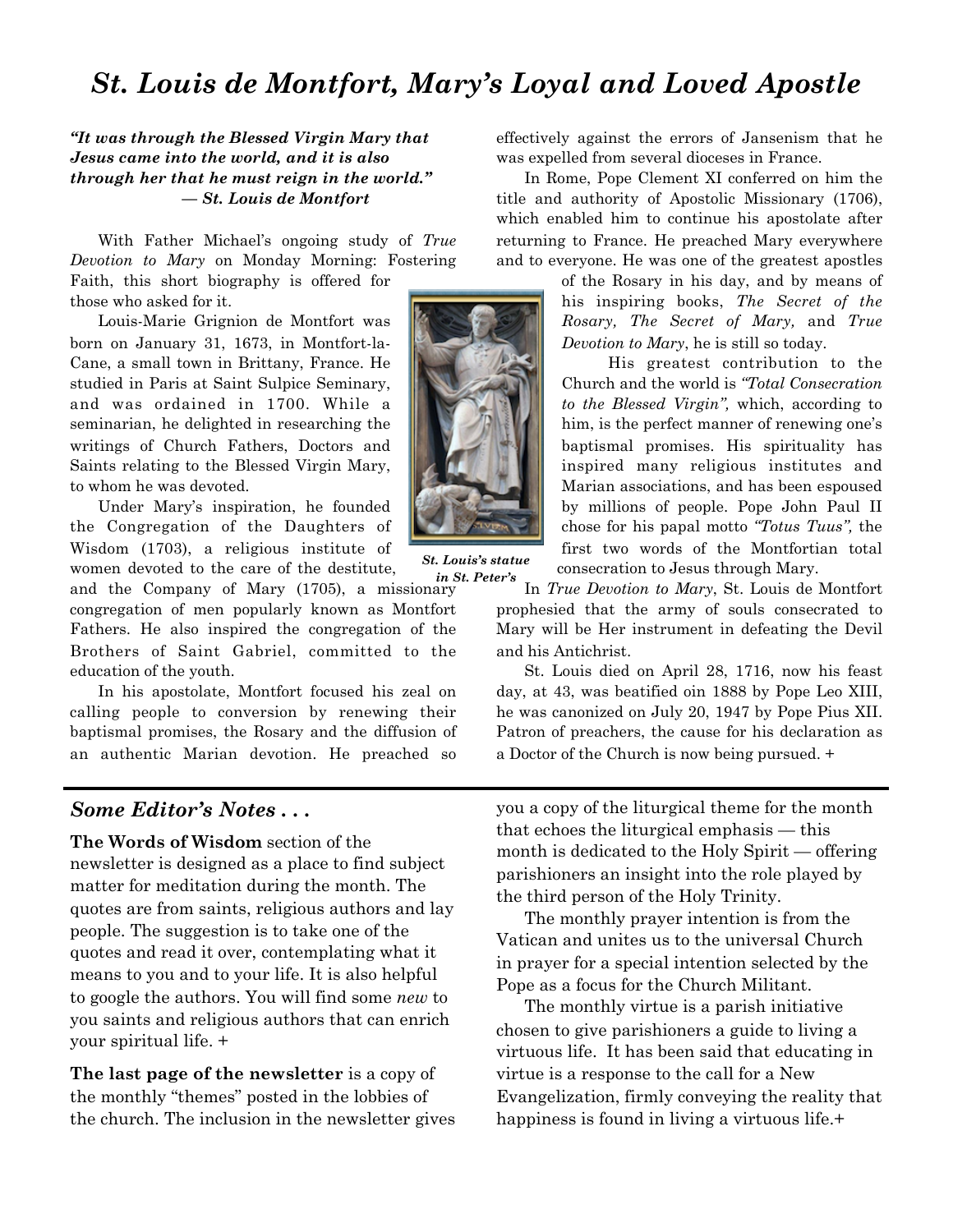# *St. Louis de Montfort, Mary's Loyal and Loved Apostle*

***"It was through the Blessed Virgin Mary that Jesus came into the world, and it is also through her that he must reign in the world."***
***— St. Louis de Montfort***

With Father Michael's ongoing study of *True Devotion to Mary* on Monday Morning: Fostering Faith, this short biography is offered for those who asked for it.

Louis-Marie Grignion de Montfort was born on January 31, 1673, in Montfort-la-Cane, a small town in Brittany, France. He studied in Paris at Saint Sulpice Seminary, and was ordained in 1700. While a seminarian, he delighted in researching the writings of Church Fathers, Doctors and Saints relating to the Blessed Virgin Mary, to whom he was devoted.

Under Mary's inspiration, he founded the Congregation of the Daughters of Wisdom (1703), a religious institute of women devoted to the care of the destitute, and the Company of Mary (1705), a missionary congregation of men popularly known as Montfort Fathers. He also inspired the congregation of the Brothers of Saint Gabriel, committed to the education of the youth.

In his apostolate, Montfort focused his zeal on calling people to conversion by renewing their baptismal promises, the Rosary and the diffusion of an authentic Marian devotion. He preached so effectively against the errors of Jansenism that he was expelled from several dioceses in France.

In Rome, Pope Clement XI conferred on him the title and authority of Apostolic Missionary (1706), which enabled him to continue his apostolate after returning to France. He preached Mary everywhere and to everyone. He was one of the greatest apostles of the Rosary in his day, and by means of his inspiring books, *The Secret of the Rosary, The Secret of Mary,* and *True Devotion to Mary*, he is still so today.

***St. Louis's statue in St. Peter's***

His greatest contribution to the Church and the world is *"Total Consecration to the Blessed Virgin",* which, according to him, is the perfect manner of renewing one's baptismal promises. His spirituality has inspired many religious institutes and Marian associations, and has been espoused by millions of people. Pope John Paul II chose for his papal motto *"Totus Tuus",* the first two words of the Montfortian total consecration to Jesus through Mary.

In *True Devotion to Mary*, St. Louis de Montfort prophesied that the army of souls consecrated to Mary will be Her instrument in defeating the Devil and his Antichrist.

St. Louis died on April 28, 1716, now his feast day, at 43, was beatified oin 1888 by Pope Leo XIII, he was canonized on July 20, 1947 by Pope Pius XII. Patron of preachers, the cause for his declaration as a Doctor of the Church is now being pursued. +

---

## *Some Editor's Notes . . .*

**The Words of Wisdom** section of the newsletter is designed as a place to find subject matter for meditation during the month. The quotes are from saints, religious authors and lay people. The suggestion is to take one of the quotes and read it over, contemplating what it means to you and to your life. It is also helpful to google the authors. You will find some *new* to you saints and religious authors that can enrich your spiritual life. +

**The last page of the newsletter** is a copy of the monthly "themes" posted in the lobbies of the church. The inclusion in the newsletter gives you a copy of the liturgical theme for the month that echoes the liturgical emphasis — this month is dedicated to the Holy Spirit — offering parishioners an insight into the role played by the third person of the Holy Trinity.

The monthly prayer intention is from the Vatican and unites us to the universal Church in prayer for a special intention selected by the Pope as a focus for the Church Militant.

The monthly virtue is a parish initiative chosen to give parishioners a guide to living a virtuous life. It has been said that educating in virtue is a response to the call for a New Evangelization, firmly conveying the reality that happiness is found in living a virtuous life.+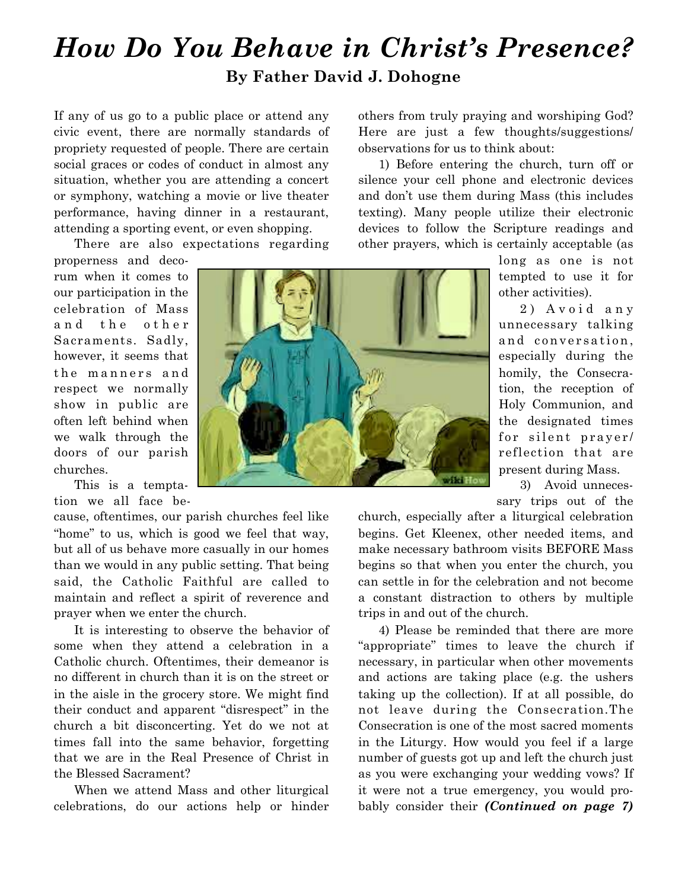# *How Do You Behave in Christ's Presence?*

**By Father David J. Dohogne**

If any of us go to a public place or attend any civic event, there are normally standards of propriety requested of people. There are certain social graces or codes of conduct in almost any situation, whether you are attending a concert or symphony, watching a movie or live theater performance, having dinner in a restaurant, attending a sporting event, or even shopping.

There are also expectations regarding properness and decorum when it comes to our participation in the celebration of Mass and the other Sacraments. Sadly, however, it seems that the manners and respect we normally show in public are often left behind when we walk through the doors of our parish churches.

This is a temptation we all face because, oftentimes, our parish churches feel like "home" to us, which is good we feel that way, but all of us behave more casually in our homes than we would in any public setting. That being said, the Catholic Faithful are called to maintain and reflect a spirit of reverence and prayer when we enter the church.

It is interesting to observe the behavior of some when they attend a celebration in a Catholic church. Oftentimes, their demeanor is no different in church than it is on the street or in the aisle in the grocery store. We might find their conduct and apparent "disrespect" in the church a bit disconcerting. Yet do we not at times fall into the same behavior, forgetting that we are in the Real Presence of Christ in the Blessed Sacrament?

When we attend Mass and other liturgical celebrations, do our actions help or hinder others from truly praying and worshiping God? Here are just a few thoughts/suggestions/observations for us to think about:

1) Before entering the church, turn off or silence your cell phone and electronic devices and don't use them during Mass (this includes texting). Many people utilize their electronic devices to follow the Scripture readings and other prayers, which is certainly acceptable (as long as one is not tempted to use it for other activities).

2) Avoid any unnecessary talking and conversation, especially during the homily, the Consecration, the reception of Holy Communion, and the designated times for silent prayer/reflection that are present during Mass.

3) Avoid unnecessary trips out of the church, especially after a liturgical celebration begins. Get Kleenex, other needed items, and make necessary bathroom visits BEFORE Mass begins so that when you enter the church, you can settle in for the celebration and not become a constant distraction to others by multiple trips in and out of the church.

4) Please be reminded that there are more "appropriate" times to leave the church if necessary, in particular when other movements and actions are taking place (e.g. the ushers taking up the collection). If at all possible, do not leave during the Consecration.The Consecration is one of the most sacred moments in the Liturgy. How would you feel if a large number of guests got up and left the church just as you were exchanging your wedding vows? If it were not a true emergency, you would probably consider their ***(Continued on page 7)***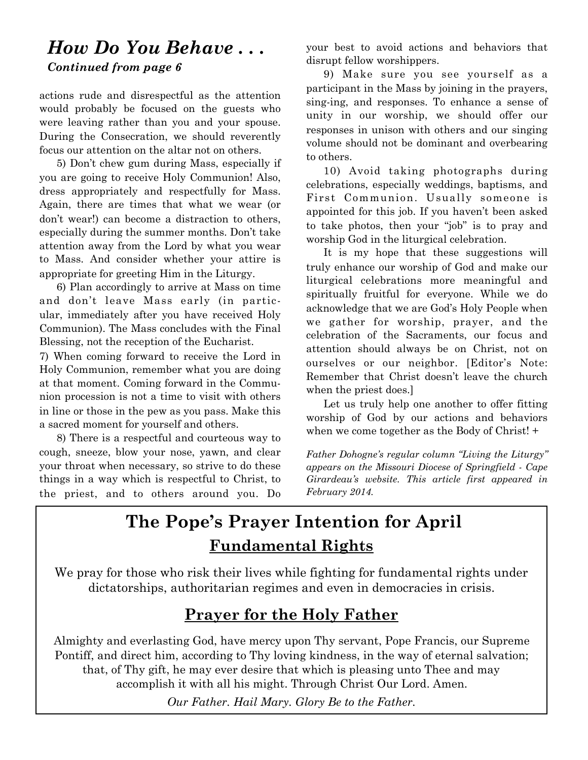## *How Do You Behave . . .*

***Continued from page 6***

actions rude and disrespectful as the attention would probably be focused on the guests who were leaving rather than you and your spouse. During the Consecration, we should reverently focus our attention on the altar not on others.

5) Don't chew gum during Mass, especially if you are going to receive Holy Communion! Also, dress appropriately and respectfully for Mass. Again, there are times that what we wear (or don't wear!) can become a distraction to others, especially during the summer months. Don't take attention away from the Lord by what you wear to Mass. And consider whether your attire is appropriate for greeting Him in the Liturgy.

6) Plan accordingly to arrive at Mass on time and don't leave Mass early (in particular, immediately after you have received Holy Communion). The Mass concludes with the Final Blessing, not the reception of the Eucharist.

7) When coming forward to receive the Lord in Holy Communion, remember what you are doing at that moment. Coming forward in the Communion procession is not a time to visit with others in line or those in the pew as you pass. Make this a sacred moment for yourself and others.

8) There is a respectful and courteous way to cough, sneeze, blow your nose, yawn, and clear your throat when necessary, so strive to do these things in a way which is respectful to Christ, to the priest, and to others around you. Do your best to avoid actions and behaviors that disrupt fellow worshippers.

9) Make sure you see yourself as a participant in the Mass by joining in the prayers, sing-ing, and responses. To enhance a sense of unity in our worship, we should offer our responses in unison with others and our singing volume should not be dominant and overbearing to others.

10) Avoid taking photographs during celebrations, especially weddings, baptisms, and First Communion. Usually someone is appointed for this job. If you haven't been asked to take photos, then your "job" is to pray and worship God in the liturgical celebration.

It is my hope that these suggestions will truly enhance our worship of God and make our liturgical celebrations more meaningful and spiritually fruitful for everyone. While we do acknowledge that we are God's Holy People when we gather for worship, prayer, and the celebration of the Sacraments, our focus and attention should always be on Christ, not on ourselves or our neighbor. [Editor's Note: Remember that Christ doesn't leave the church when the priest does.]

Let us truly help one another to offer fitting worship of God by our actions and behaviors when we come together as the Body of Christ! +

*Father Dohogne's regular column "Living the Liturgy" appears on the Missouri Diocese of Springfield - Cape Girardeau's website. This article first appeared in February 2014.*

## The Pope's Prayer Intention for April

### Fundamental Rights

We pray for those who risk their lives while fighting for fundamental rights under dictatorships, authoritarian regimes and even in democracies in crisis.

### Prayer for the Holy Father

Almighty and everlasting God, have mercy upon Thy servant, Pope Francis, our Supreme Pontiff, and direct him, according to Thy loving kindness, in the way of eternal salvation; that, of Thy gift, he may ever desire that which is pleasing unto Thee and may accomplish it with all his might. Through Christ Our Lord. Amen.

*Our Father. Hail Mary. Glory Be to the Father.*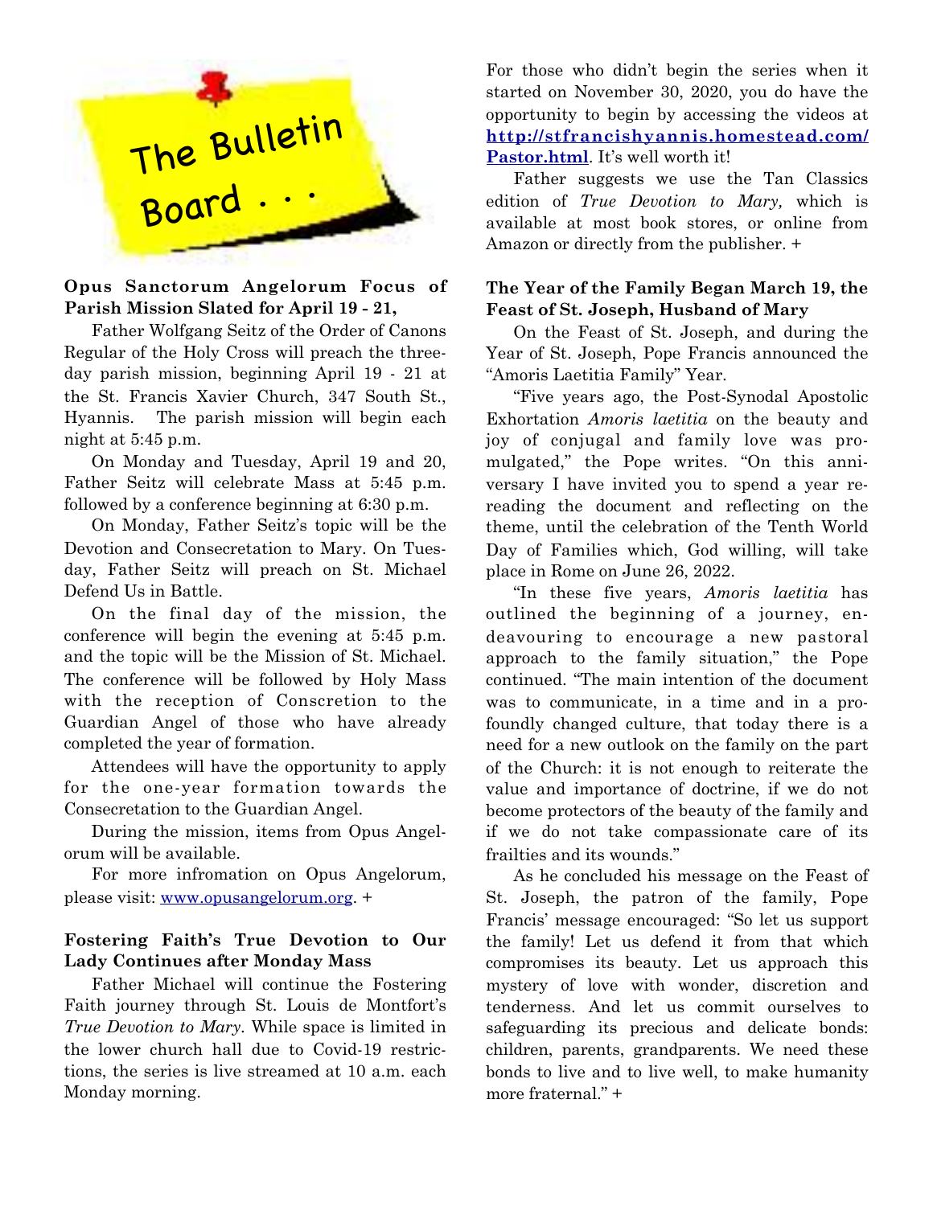# The Bulletin Board . . .

### Opus Sanctorum Angelorum Focus of Parish Mission Slated for April 19 - 21,

Father Wolfgang Seitz of the Order of Canons Regular of the Holy Cross will preach the three-day parish mission, beginning April 19 - 21 at the St. Francis Xavier Church, 347 South St., Hyannis. The parish mission will begin each night at 5:45 p.m.

On Monday and Tuesday, April 19 and 20, Father Seitz will celebrate Mass at 5:45 p.m. followed by a conference beginning at 6:30 p.m.

On Monday, Father Seitz's topic will be the Devotion and Consecretation to Mary. On Tuesday, Father Seitz will preach on St. Michael Defend Us in Battle.

On the final day of the mission, the conference will begin the evening at 5:45 p.m. and the topic will be the Mission of St. Michael. The conference will be followed by Holy Mass with the reception of Conscretion to the Guardian Angel of those who have already completed the year of formation.

Attendees will have the opportunity to apply for the one-year formation towards the Consecretation to the Guardian Angel.

During the mission, items from Opus Angelorum will be available.

For more infromation on Opus Angelorum, please visit: www.opusangelorum.org. +

### Fostering Faith's True Devotion to Our Lady Continues after Monday Mass

Father Michael will continue the Fostering Faith journey through St. Louis de Montfort's *True Devotion to Mary*. While space is limited in the lower church hall due to Covid-19 restrictions, the series is live streamed at 10 a.m. each Monday morning.

For those who didn't begin the series when it started on November 30, 2020, you do have the opportunity to begin by accessing the videos at **http://stfrancishyannis.homestead.com/Pastor.html**. It's well worth it!

Father suggests we use the Tan Classics edition of *True Devotion to Mary,* which is available at most book stores, or online from Amazon or directly from the publisher. +

### The Year of the Family Began March 19, the Feast of St. Joseph, Husband of Mary

On the Feast of St. Joseph, and during the Year of St. Joseph, Pope Francis announced the "Amoris Laetitia Family" Year.

"Five years ago, the Post-Synodal Apostolic Exhortation *Amoris laetitia* on the beauty and joy of conjugal and family love was promulgated," the Pope writes. "On this anniversary I have invited you to spend a year re-reading the document and reflecting on the theme, until the celebration of the Tenth World Day of Families which, God willing, will take place in Rome on June 26, 2022.

"In these five years, *Amoris laetitia* has outlined the beginning of a journey, endeavouring to encourage a new pastoral approach to the family situation," the Pope continued. "The main intention of the document was to communicate, in a time and in a profoundly changed culture, that today there is a need for a new outlook on the family on the part of the Church: it is not enough to reiterate the value and importance of doctrine, if we do not become protectors of the beauty of the family and if we do not take compassionate care of its frailties and its wounds."

As he concluded his message on the Feast of St. Joseph, the patron of the family, Pope Francis' message encouraged: "So let us support the family! Let us defend it from that which compromises its beauty. Let us approach this mystery of love with wonder, discretion and tenderness. And let us commit ourselves to safeguarding its precious and delicate bonds: children, parents, grandparents. We need these bonds to live and to live well, to make humanity more fraternal." +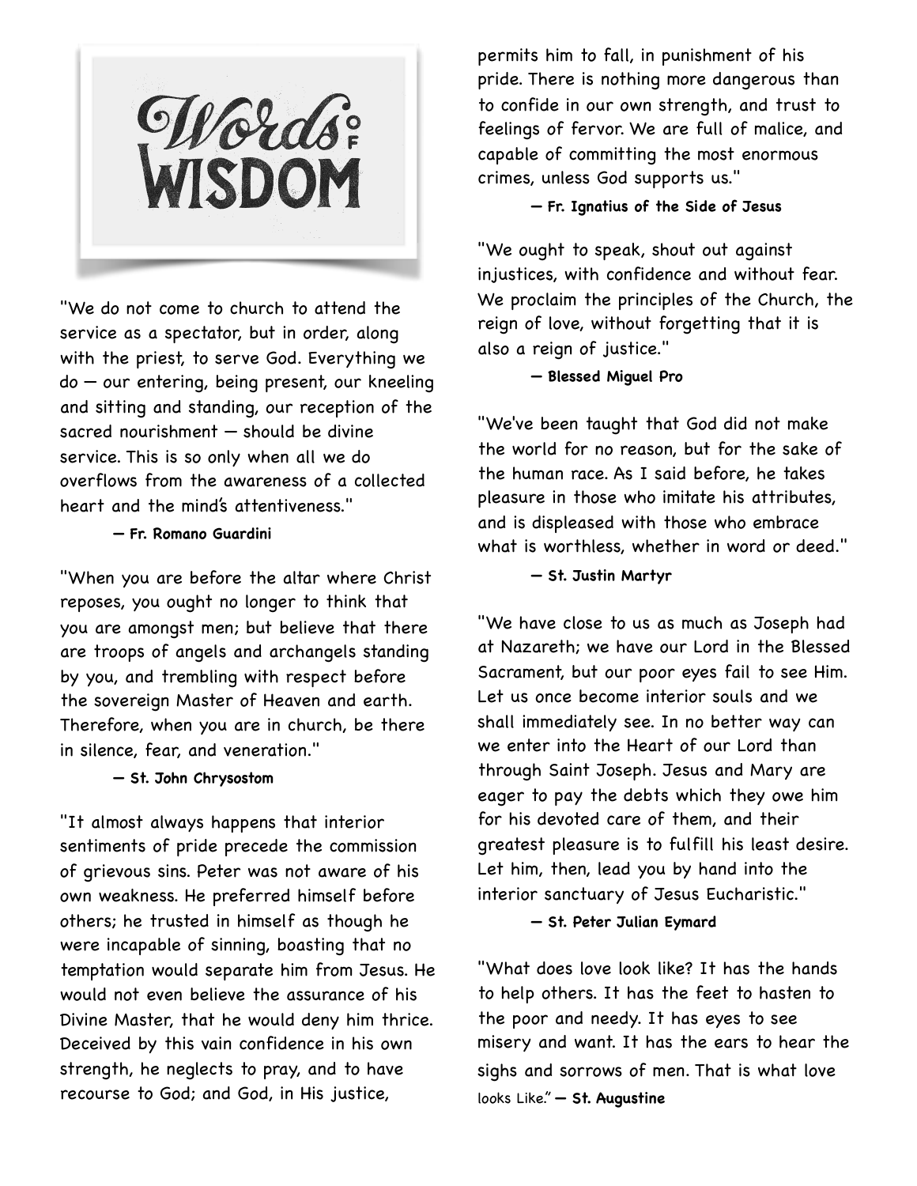# Words of Wisdom

"We do not come to church to attend the service as a spectator, but in order, along with the priest, to serve God. Everything we do — our entering, being present, our kneeling and sitting and standing, our reception of the sacred nourishment — should be divine service. This is so only when all we do overflows from the awareness of a collected heart and the mind's attentiveness."

— **Fr. Romano Guardini**

"When you are before the altar where Christ reposes, you ought no longer to think that you are amongst men; but believe that there are troops of angels and archangels standing by you, and trembling with respect before the sovereign Master of Heaven and earth. Therefore, when you are in church, be there in silence, fear, and veneration."

— **St. John Chrysostom**

"It almost always happens that interior sentiments of pride precede the commission of grievous sins. Peter was not aware of his own weakness. He preferred himself before others; he trusted in himself as though he were incapable of sinning, boasting that no temptation would separate him from Jesus. He would not even believe the assurance of his Divine Master, that he would deny him thrice. Deceived by this vain confidence in his own strength, he neglects to pray, and to have recourse to God; and God, in His justice, permits him to fall, in punishment of his pride. There is nothing more dangerous than to confide in our own strength, and trust to feelings of fervor. We are full of malice, and capable of committing the most enormous crimes, unless God supports us."

— **Fr. Ignatius of the Side of Jesus**

"We ought to speak, shout out against injustices, with confidence and without fear. We proclaim the principles of the Church, the reign of love, without forgetting that it is also a reign of justice."

— **Blessed Miguel Pro**

"We've been taught that God did not make the world for no reason, but for the sake of the human race. As I said before, he takes pleasure in those who imitate his attributes, and is displeased with those who embrace what is worthless, whether in word or deed."

— **St. Justin Martyr**

"We have close to us as much as Joseph had at Nazareth; we have our Lord in the Blessed Sacrament, but our poor eyes fail to see Him. Let us once become interior souls and we shall immediately see. In no better way can we enter into the Heart of our Lord than through Saint Joseph. Jesus and Mary are eager to pay the debts which they owe him for his devoted care of them, and their greatest pleasure is to fulfill his least desire. Let him, then, lead you by hand into the interior sanctuary of Jesus Eucharistic."

— **St. Peter Julian Eymard**

"What does love look like? It has the hands to help others. It has the feet to hasten to the poor and needy. It has eyes to see misery and want. It has the ears to hear the sighs and sorrows of men. That is what love looks Like." — **St. Augustine**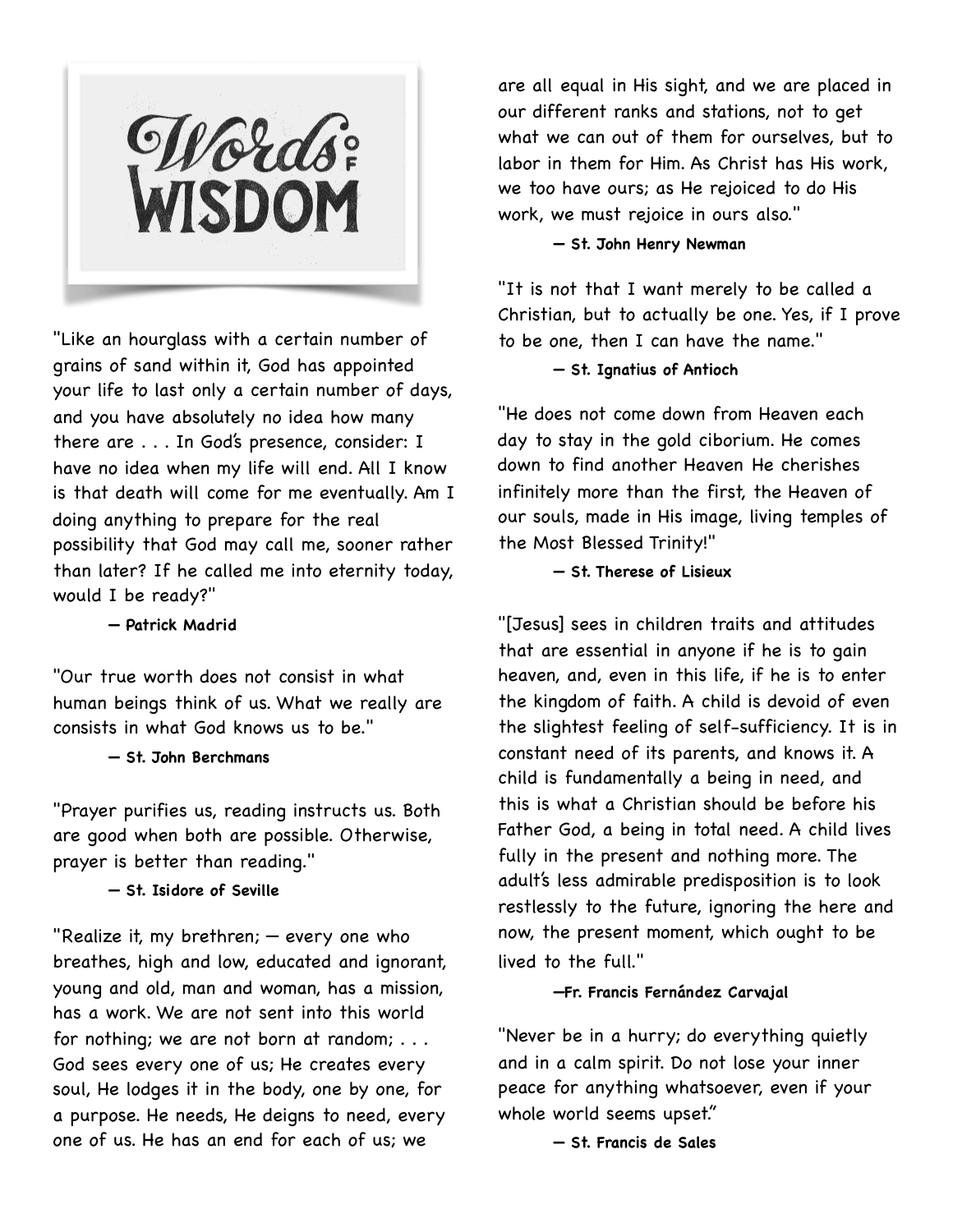# Words of Wisdom

"Like an hourglass with a certain number of grains of sand within it, God has appointed your life to last only a certain number of days, and you have absolutely no idea how many there are . . . In God's presence, consider: I have no idea when my life will end. All I know is that death will come for me eventually. Am I doing anything to prepare for the real possibility that God may call me, sooner rather than later? If he called me into eternity today, would I be ready?"

**— Patrick Madrid**

"Our true worth does not consist in what human beings think of us. What we really are consists in what God knows us to be."

**— St. John Berchmans**

"Prayer purifies us, reading instructs us. Both are good when both are possible. Otherwise, prayer is better than reading."

**— St. Isidore of Seville**

"Realize it, my brethren; — every one who breathes, high and low, educated and ignorant, young and old, man and woman, has a mission, has a work. We are not sent into this world for nothing; we are not born at random; . . . God sees every one of us; He creates every soul, He lodges it in the body, one by one, for a purpose. He needs, He deigns to need, every one of us. He has an end for each of us; we are all equal in His sight, and we are placed in our different ranks and stations, not to get what we can out of them for ourselves, but to labor in them for Him. As Christ has His work, we too have ours; as He rejoiced to do His work, we must rejoice in ours also."

**— St. John Henry Newman**

"It is not that I want merely to be called a Christian, but to actually be one. Yes, if I prove to be one, then I can have the name."

**— St. Ignatius of Antioch**

"He does not come down from Heaven each day to stay in the gold ciborium. He comes down to find another Heaven He cherishes infinitely more than the first, the Heaven of our souls, made in His image, living temples of the Most Blessed Trinity!"

**— St. Therese of Lisieux**

"[Jesus] sees in children traits and attitudes that are essential in anyone if he is to gain heaven, and, even in this life, if he is to enter the kingdom of faith. A child is devoid of even the slightest feeling of self-sufficiency. It is in constant need of its parents, and knows it. A child is fundamentally a being in need, and this is what a Christian should be before his Father God, a being in total need. A child lives fully in the present and nothing more. The adult's less admirable predisposition is to look restlessly to the future, ignoring the here and now, the present moment, which ought to be lived to the full."

**—Fr. Francis Fernández Carvajal**

"Never be in a hurry; do everything quietly and in a calm spirit. Do not lose your inner peace for anything whatsoever, even if your whole world seems upset."

**— St. Francis de Sales**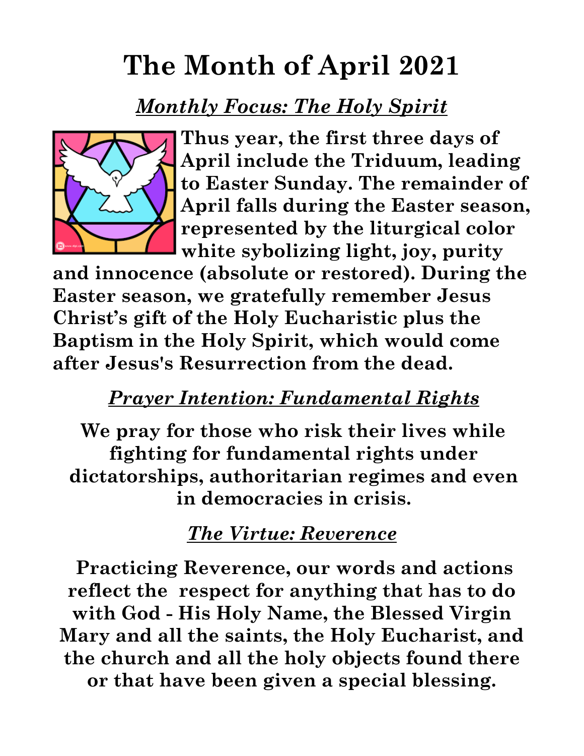# The Month of April 2021

## *Monthly Focus: The Holy Spirit*

**Thus year, the first three days of April include the Triduum, leading to Easter Sunday. The remainder of April falls during the Easter season, represented by the liturgical color white sybolizing light, joy, purity and innocence (absolute or restored). During the Easter season, we gratefully remember Jesus Christ's gift of the Holy Eucharistic plus the Baptism in the Holy Spirit, which would come after Jesus's Resurrection from the dead.**

## *Prayer Intention: Fundamental Rights*

**We pray for those who risk their lives while fighting for fundamental rights under dictatorships, authoritarian regimes and even in democracies in crisis.**

## *The Virtue: Reverence*

**Practicing Reverence, our words and actions reflect the respect for anything that has to do with God - His Holy Name, the Blessed Virgin Mary and all the saints, the Holy Eucharist, and the church and all the holy objects found there or that have been given a special blessing.**